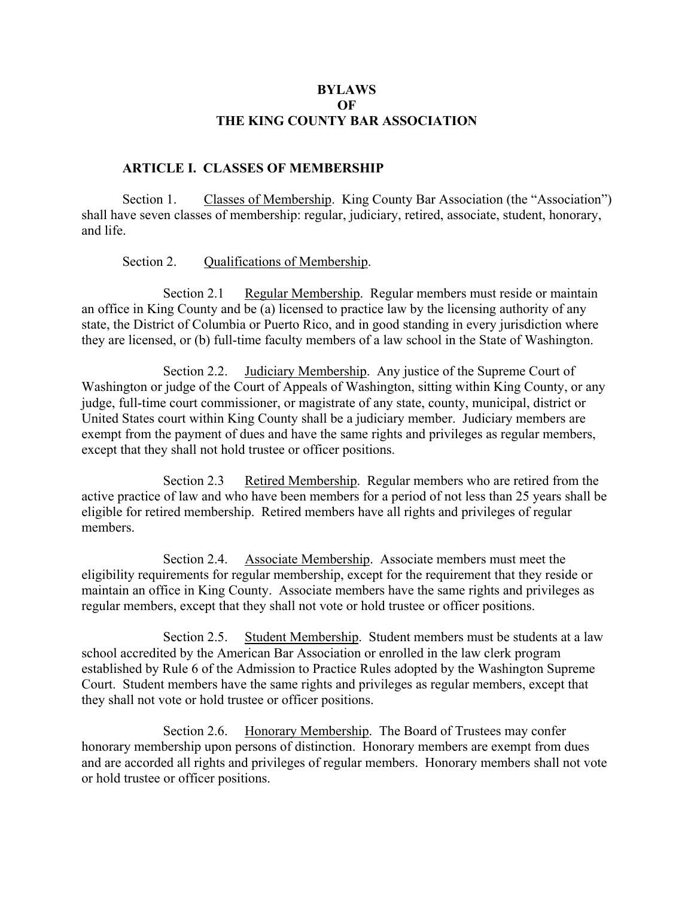# BYLAWS
# OF
# THE KING COUNTY BAR ASSOCIATION

## ARTICLE I. CLASSES OF MEMBERSHIP

Section 1. Classes of Membership. King County Bar Association (the "Association") shall have seven classes of membership: regular, judiciary, retired, associate, student, honorary, and life.

Section 2. Qualifications of Membership.

Section 2.1 Regular Membership. Regular members must reside or maintain an office in King County and be (a) licensed to practice law by the licensing authority of any state, the District of Columbia or Puerto Rico, and in good standing in every jurisdiction where they are licensed, or (b) full-time faculty members of a law school in the State of Washington.

Section 2.2. Judiciary Membership. Any justice of the Supreme Court of Washington or judge of the Court of Appeals of Washington, sitting within King County, or any judge, full-time court commissioner, or magistrate of any state, county, municipal, district or United States court within King County shall be a judiciary member. Judiciary members are exempt from the payment of dues and have the same rights and privileges as regular members, except that they shall not hold trustee or officer positions.

Section 2.3 Retired Membership. Regular members who are retired from the active practice of law and who have been members for a period of not less than 25 years shall be eligible for retired membership. Retired members have all rights and privileges of regular members.

Section 2.4. Associate Membership. Associate members must meet the eligibility requirements for regular membership, except for the requirement that they reside or maintain an office in King County. Associate members have the same rights and privileges as regular members, except that they shall not vote or hold trustee or officer positions.

Section 2.5. Student Membership. Student members must be students at a law school accredited by the American Bar Association or enrolled in the law clerk program established by Rule 6 of the Admission to Practice Rules adopted by the Washington Supreme Court. Student members have the same rights and privileges as regular members, except that they shall not vote or hold trustee or officer positions.

Section 2.6. Honorary Membership. The Board of Trustees may confer honorary membership upon persons of distinction. Honorary members are exempt from dues and are accorded all rights and privileges of regular members. Honorary members shall not vote or hold trustee or officer positions.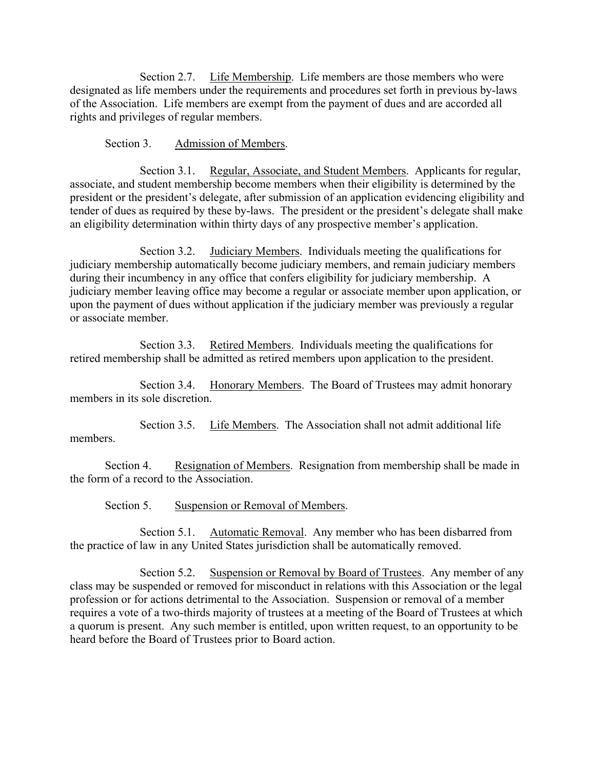Section 2.7. Life Membership. Life members are those members who were designated as life members under the requirements and procedures set forth in previous by-laws of the Association. Life members are exempt from the payment of dues and are accorded all rights and privileges of regular members.

Section 3. Admission of Members.

Section 3.1. Regular, Associate, and Student Members. Applicants for regular, associate, and student membership become members when their eligibility is determined by the president or the president's delegate, after submission of an application evidencing eligibility and tender of dues as required by these by-laws. The president or the president's delegate shall make an eligibility determination within thirty days of any prospective member's application.

Section 3.2. Judiciary Members. Individuals meeting the qualifications for judiciary membership automatically become judiciary members, and remain judiciary members during their incumbency in any office that confers eligibility for judiciary membership. A judiciary member leaving office may become a regular or associate member upon application, or upon the payment of dues without application if the judiciary member was previously a regular or associate member.

Section 3.3. Retired Members. Individuals meeting the qualifications for retired membership shall be admitted as retired members upon application to the president.

Section 3.4. Honorary Members. The Board of Trustees may admit honorary members in its sole discretion.

Section 3.5. Life Members. The Association shall not admit additional life members.

Section 4. Resignation of Members. Resignation from membership shall be made in the form of a record to the Association.

Section 5. Suspension or Removal of Members.

Section 5.1. Automatic Removal. Any member who has been disbarred from the practice of law in any United States jurisdiction shall be automatically removed.

Section 5.2. Suspension or Removal by Board of Trustees. Any member of any class may be suspended or removed for misconduct in relations with this Association or the legal profession or for actions detrimental to the Association. Suspension or removal of a member requires a vote of a two-thirds majority of trustees at a meeting of the Board of Trustees at which a quorum is present. Any such member is entitled, upon written request, to an opportunity to be heard before the Board of Trustees prior to Board action.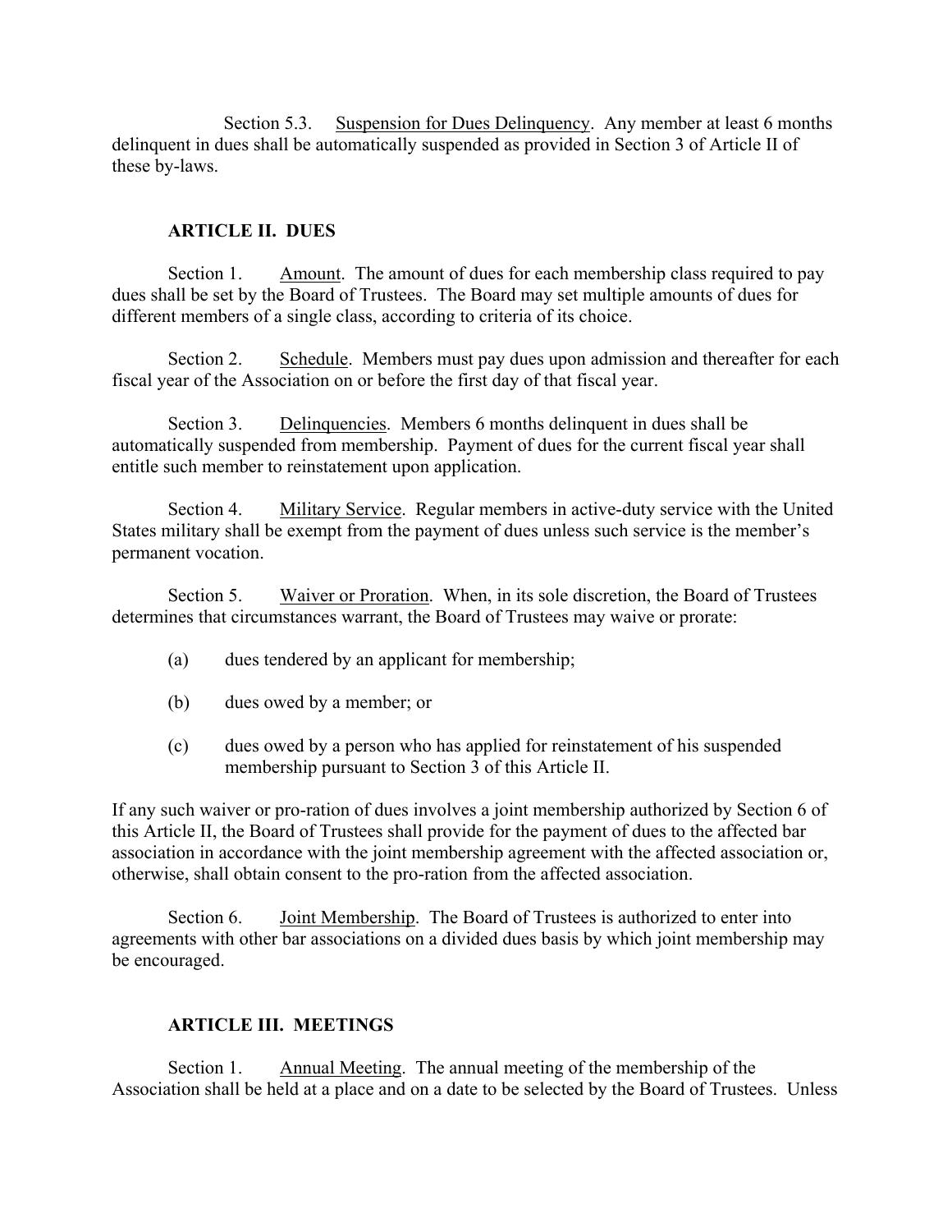Section 5.3. Suspension for Dues Delinquency. Any member at least 6 months delinquent in dues shall be automatically suspended as provided in Section 3 of Article II of these by-laws.

## ARTICLE II. DUES

Section 1. Amount. The amount of dues for each membership class required to pay dues shall be set by the Board of Trustees. The Board may set multiple amounts of dues for different members of a single class, according to criteria of its choice.

Section 2. Schedule. Members must pay dues upon admission and thereafter for each fiscal year of the Association on or before the first day of that fiscal year.

Section 3. Delinquencies. Members 6 months delinquent in dues shall be automatically suspended from membership. Payment of dues for the current fiscal year shall entitle such member to reinstatement upon application.

Section 4. Military Service. Regular members in active-duty service with the United States military shall be exempt from the payment of dues unless such service is the member's permanent vocation.

Section 5. Waiver or Proration. When, in its sole discretion, the Board of Trustees determines that circumstances warrant, the Board of Trustees may waive or prorate:

(a) dues tendered by an applicant for membership;

(b) dues owed by a member; or

(c) dues owed by a person who has applied for reinstatement of his suspended membership pursuant to Section 3 of this Article II.

If any such waiver or pro-ration of dues involves a joint membership authorized by Section 6 of this Article II, the Board of Trustees shall provide for the payment of dues to the affected bar association in accordance with the joint membership agreement with the affected association or, otherwise, shall obtain consent to the pro-ration from the affected association.

Section 6. Joint Membership. The Board of Trustees is authorized to enter into agreements with other bar associations on a divided dues basis by which joint membership may be encouraged.

## ARTICLE III. MEETINGS

Section 1. Annual Meeting. The annual meeting of the membership of the Association shall be held at a place and on a date to be selected by the Board of Trustees. Unless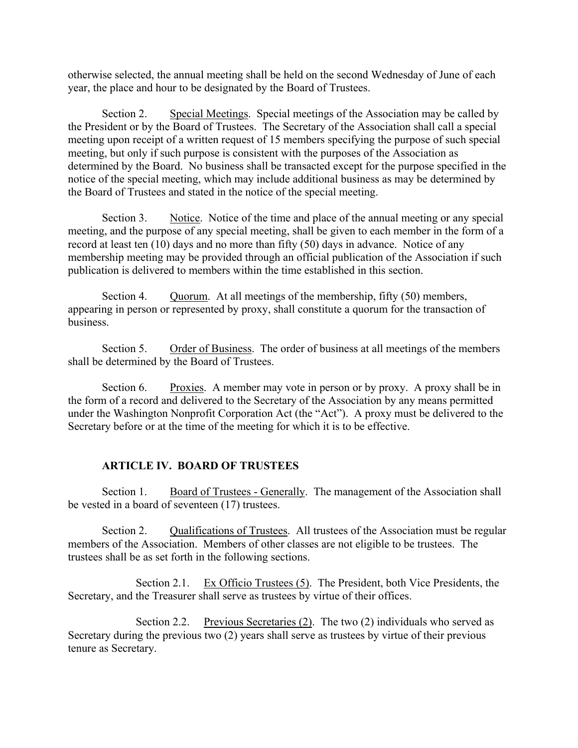otherwise selected, the annual meeting shall be held on the second Wednesday of June of each year, the place and hour to be designated by the Board of Trustees.

Section 2. Special Meetings. Special meetings of the Association may be called by the President or by the Board of Trustees. The Secretary of the Association shall call a special meeting upon receipt of a written request of 15 members specifying the purpose of such special meeting, but only if such purpose is consistent with the purposes of the Association as determined by the Board. No business shall be transacted except for the purpose specified in the notice of the special meeting, which may include additional business as may be determined by the Board of Trustees and stated in the notice of the special meeting.

Section 3. Notice. Notice of the time and place of the annual meeting or any special meeting, and the purpose of any special meeting, shall be given to each member in the form of a record at least ten (10) days and no more than fifty (50) days in advance. Notice of any membership meeting may be provided through an official publication of the Association if such publication is delivered to members within the time established in this section.

Section 4. Quorum. At all meetings of the membership, fifty (50) members, appearing in person or represented by proxy, shall constitute a quorum for the transaction of business.

Section 5. Order of Business. The order of business at all meetings of the members shall be determined by the Board of Trustees.

Section 6. Proxies. A member may vote in person or by proxy. A proxy shall be in the form of a record and delivered to the Secretary of the Association by any means permitted under the Washington Nonprofit Corporation Act (the "Act"). A proxy must be delivered to the Secretary before or at the time of the meeting for which it is to be effective.

## ARTICLE IV. BOARD OF TRUSTEES

Section 1. Board of Trustees - Generally. The management of the Association shall be vested in a board of seventeen (17) trustees.

Section 2. Qualifications of Trustees. All trustees of the Association must be regular members of the Association. Members of other classes are not eligible to be trustees. The trustees shall be as set forth in the following sections.

Section 2.1. Ex Officio Trustees (5). The President, both Vice Presidents, the Secretary, and the Treasurer shall serve as trustees by virtue of their offices.

Section 2.2. Previous Secretaries (2). The two (2) individuals who served as Secretary during the previous two (2) years shall serve as trustees by virtue of their previous tenure as Secretary.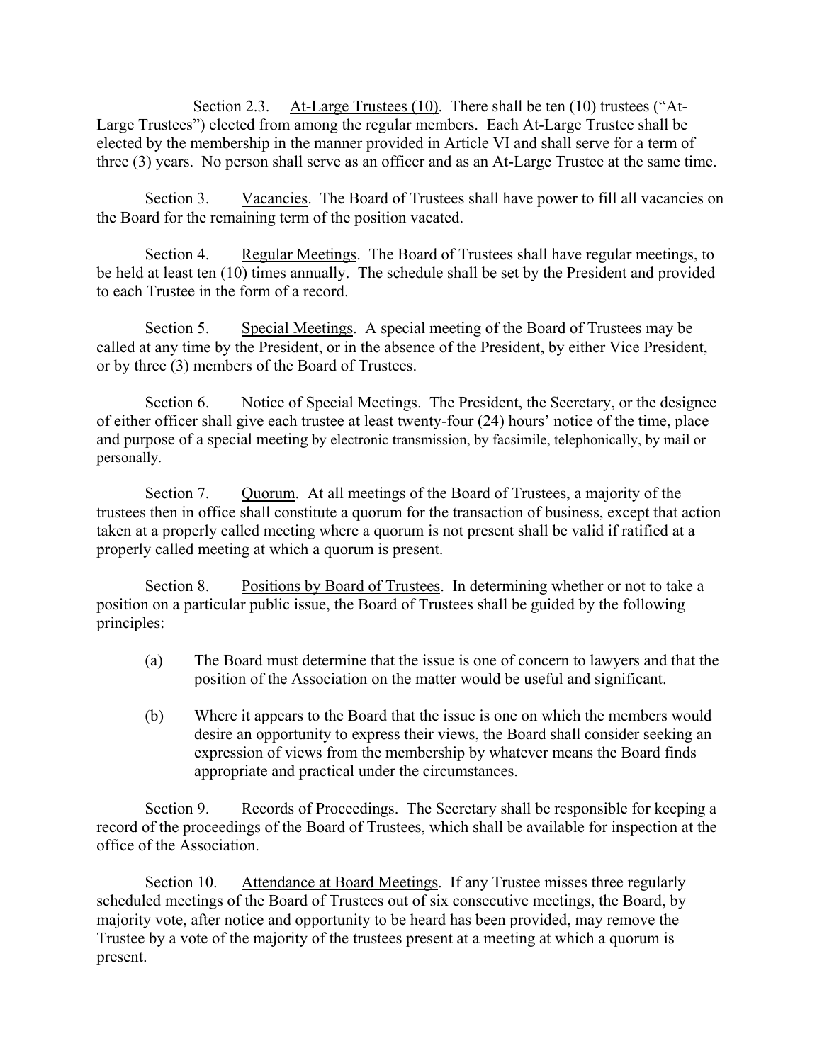Section 2.3. At-Large Trustees (10). There shall be ten (10) trustees ("At-Large Trustees") elected from among the regular members. Each At-Large Trustee shall be elected by the membership in the manner provided in Article VI and shall serve for a term of three (3) years. No person shall serve as an officer and as an At-Large Trustee at the same time.

Section 3. Vacancies. The Board of Trustees shall have power to fill all vacancies on the Board for the remaining term of the position vacated.

Section 4. Regular Meetings. The Board of Trustees shall have regular meetings, to be held at least ten (10) times annually. The schedule shall be set by the President and provided to each Trustee in the form of a record.

Section 5. Special Meetings. A special meeting of the Board of Trustees may be called at any time by the President, or in the absence of the President, by either Vice President, or by three (3) members of the Board of Trustees.

Section 6. Notice of Special Meetings. The President, the Secretary, or the designee of either officer shall give each trustee at least twenty-four (24) hours' notice of the time, place and purpose of a special meeting by electronic transmission, by facsimile, telephonically, by mail or personally.

Section 7. Quorum. At all meetings of the Board of Trustees, a majority of the trustees then in office shall constitute a quorum for the transaction of business, except that action taken at a properly called meeting where a quorum is not present shall be valid if ratified at a properly called meeting at which a quorum is present.

Section 8. Positions by Board of Trustees. In determining whether or not to take a position on a particular public issue, the Board of Trustees shall be guided by the following principles:

(a) The Board must determine that the issue is one of concern to lawyers and that the position of the Association on the matter would be useful and significant.

(b) Where it appears to the Board that the issue is one on which the members would desire an opportunity to express their views, the Board shall consider seeking an expression of views from the membership by whatever means the Board finds appropriate and practical under the circumstances.

Section 9. Records of Proceedings. The Secretary shall be responsible for keeping a record of the proceedings of the Board of Trustees, which shall be available for inspection at the office of the Association.

Section 10. Attendance at Board Meetings. If any Trustee misses three regularly scheduled meetings of the Board of Trustees out of six consecutive meetings, the Board, by majority vote, after notice and opportunity to be heard has been provided, may remove the Trustee by a vote of the majority of the trustees present at a meeting at which a quorum is present.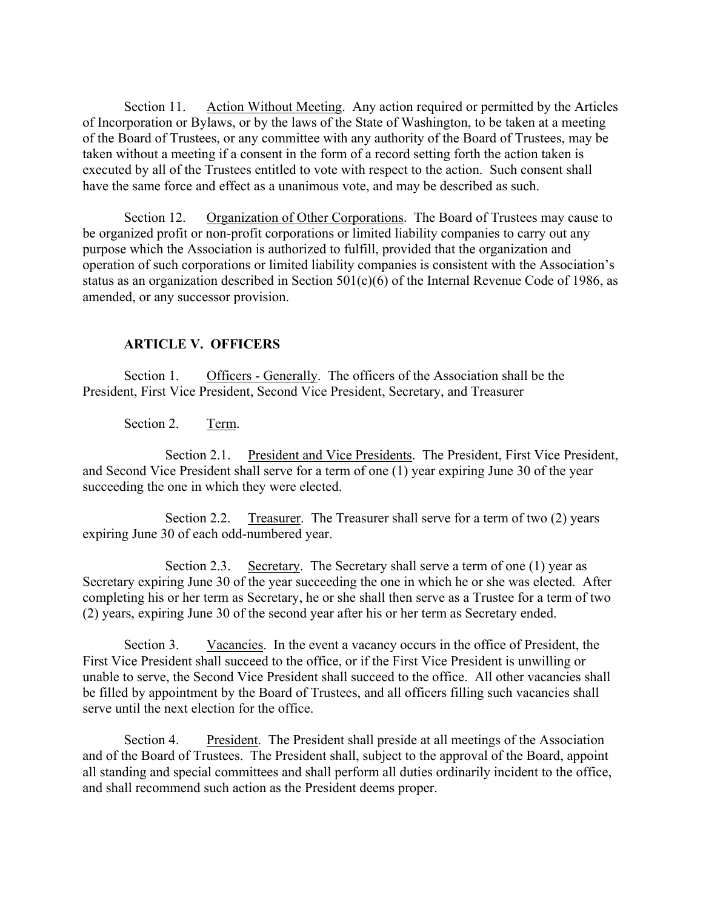Section 11. Action Without Meeting. Any action required or permitted by the Articles of Incorporation or Bylaws, or by the laws of the State of Washington, to be taken at a meeting of the Board of Trustees, or any committee with any authority of the Board of Trustees, may be taken without a meeting if a consent in the form of a record setting forth the action taken is executed by all of the Trustees entitled to vote with respect to the action. Such consent shall have the same force and effect as a unanimous vote, and may be described as such.

Section 12. Organization of Other Corporations. The Board of Trustees may cause to be organized profit or non-profit corporations or limited liability companies to carry out any purpose which the Association is authorized to fulfill, provided that the organization and operation of such corporations or limited liability companies is consistent with the Association's status as an organization described in Section 501(c)(6) of the Internal Revenue Code of 1986, as amended, or any successor provision.

## ARTICLE V. OFFICERS

Section 1. Officers - Generally. The officers of the Association shall be the President, First Vice President, Second Vice President, Secretary, and Treasurer

Section 2. Term.

Section 2.1. President and Vice Presidents. The President, First Vice President, and Second Vice President shall serve for a term of one (1) year expiring June 30 of the year succeeding the one in which they were elected.

Section 2.2. Treasurer. The Treasurer shall serve for a term of two (2) years expiring June 30 of each odd-numbered year.

Section 2.3. Secretary. The Secretary shall serve a term of one (1) year as Secretary expiring June 30 of the year succeeding the one in which he or she was elected. After completing his or her term as Secretary, he or she shall then serve as a Trustee for a term of two (2) years, expiring June 30 of the second year after his or her term as Secretary ended.

Section 3. Vacancies. In the event a vacancy occurs in the office of President, the First Vice President shall succeed to the office, or if the First Vice President is unwilling or unable to serve, the Second Vice President shall succeed to the office. All other vacancies shall be filled by appointment by the Board of Trustees, and all officers filling such vacancies shall serve until the next election for the office.

Section 4. President. The President shall preside at all meetings of the Association and of the Board of Trustees. The President shall, subject to the approval of the Board, appoint all standing and special committees and shall perform all duties ordinarily incident to the office, and shall recommend such action as the President deems proper.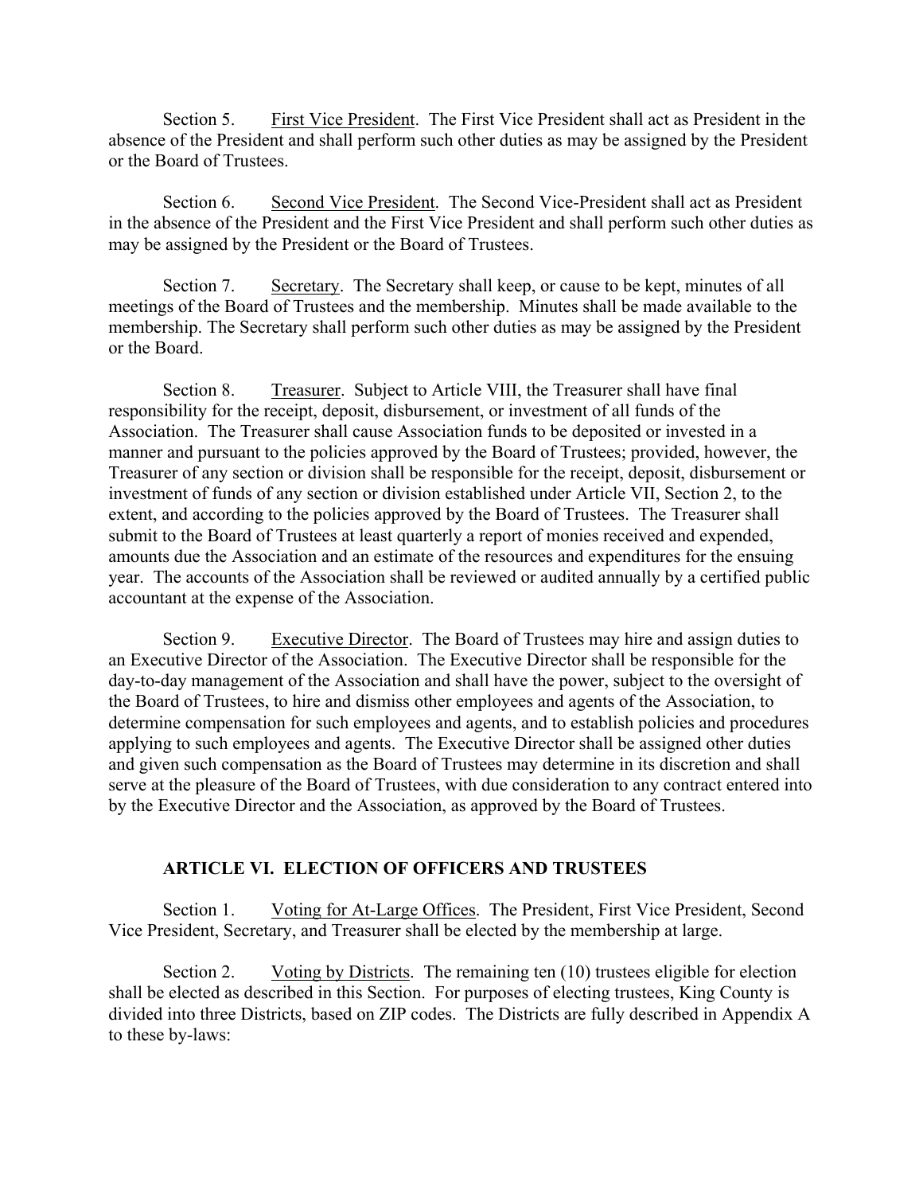Section 5. First Vice President. The First Vice President shall act as President in the absence of the President and shall perform such other duties as may be assigned by the President or the Board of Trustees.

Section 6. Second Vice President. The Second Vice-President shall act as President in the absence of the President and the First Vice President and shall perform such other duties as may be assigned by the President or the Board of Trustees.

Section 7. Secretary. The Secretary shall keep, or cause to be kept, minutes of all meetings of the Board of Trustees and the membership. Minutes shall be made available to the membership. The Secretary shall perform such other duties as may be assigned by the President or the Board.

Section 8. Treasurer. Subject to Article VIII, the Treasurer shall have final responsibility for the receipt, deposit, disbursement, or investment of all funds of the Association. The Treasurer shall cause Association funds to be deposited or invested in a manner and pursuant to the policies approved by the Board of Trustees; provided, however, the Treasurer of any section or division shall be responsible for the receipt, deposit, disbursement or investment of funds of any section or division established under Article VII, Section 2, to the extent, and according to the policies approved by the Board of Trustees. The Treasurer shall submit to the Board of Trustees at least quarterly a report of monies received and expended, amounts due the Association and an estimate of the resources and expenditures for the ensuing year. The accounts of the Association shall be reviewed or audited annually by a certified public accountant at the expense of the Association.

Section 9. Executive Director. The Board of Trustees may hire and assign duties to an Executive Director of the Association. The Executive Director shall be responsible for the day-to-day management of the Association and shall have the power, subject to the oversight of the Board of Trustees, to hire and dismiss other employees and agents of the Association, to determine compensation for such employees and agents, and to establish policies and procedures applying to such employees and agents. The Executive Director shall be assigned other duties and given such compensation as the Board of Trustees may determine in its discretion and shall serve at the pleasure of the Board of Trustees, with due consideration to any contract entered into by the Executive Director and the Association, as approved by the Board of Trustees.

## ARTICLE VI. ELECTION OF OFFICERS AND TRUSTEES

Section 1. Voting for At-Large Offices. The President, First Vice President, Second Vice President, Secretary, and Treasurer shall be elected by the membership at large.

Section 2. Voting by Districts. The remaining ten (10) trustees eligible for election shall be elected as described in this Section. For purposes of electing trustees, King County is divided into three Districts, based on ZIP codes. The Districts are fully described in Appendix A to these by-laws: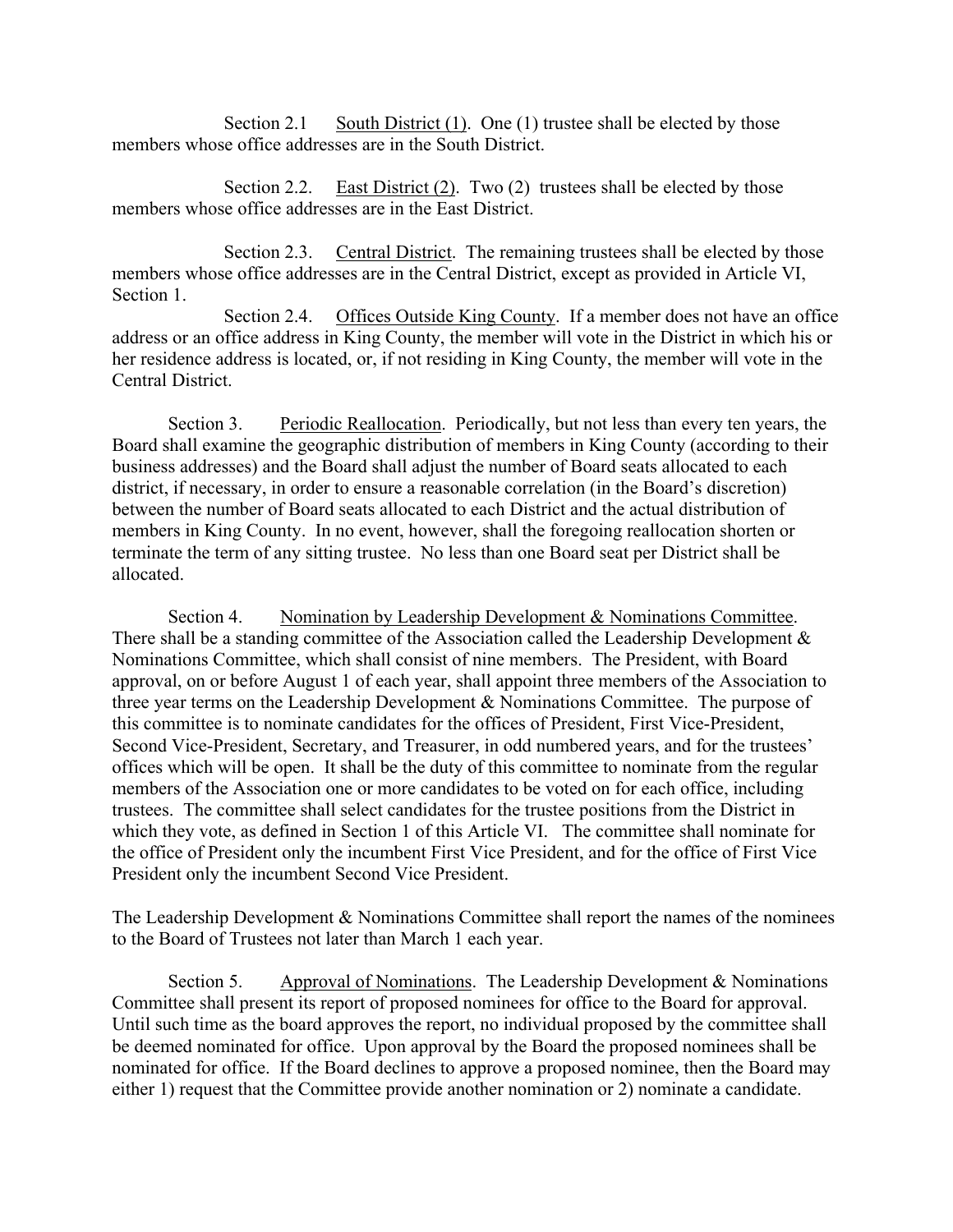Section 2.1 South District (1). One (1) trustee shall be elected by those members whose office addresses are in the South District.

Section 2.2. East District (2). Two (2) trustees shall be elected by those members whose office addresses are in the East District.

Section 2.3. Central District. The remaining trustees shall be elected by those members whose office addresses are in the Central District, except as provided in Article VI, Section 1.

Section 2.4. Offices Outside King County. If a member does not have an office address or an office address in King County, the member will vote in the District in which his or her residence address is located, or, if not residing in King County, the member will vote in the Central District.

Section 3. Periodic Reallocation. Periodically, but not less than every ten years, the Board shall examine the geographic distribution of members in King County (according to their business addresses) and the Board shall adjust the number of Board seats allocated to each district, if necessary, in order to ensure a reasonable correlation (in the Board's discretion) between the number of Board seats allocated to each District and the actual distribution of members in King County. In no event, however, shall the foregoing reallocation shorten or terminate the term of any sitting trustee. No less than one Board seat per District shall be allocated.

Section 4. Nomination by Leadership Development & Nominations Committee. There shall be a standing committee of the Association called the Leadership Development & Nominations Committee, which shall consist of nine members. The President, with Board approval, on or before August 1 of each year, shall appoint three members of the Association to three year terms on the Leadership Development & Nominations Committee. The purpose of this committee is to nominate candidates for the offices of President, First Vice-President, Second Vice-President, Secretary, and Treasurer, in odd numbered years, and for the trustees' offices which will be open. It shall be the duty of this committee to nominate from the regular members of the Association one or more candidates to be voted on for each office, including trustees. The committee shall select candidates for the trustee positions from the District in which they vote, as defined in Section 1 of this Article VI. The committee shall nominate for the office of President only the incumbent First Vice President, and for the office of First Vice President only the incumbent Second Vice President.

The Leadership Development & Nominations Committee shall report the names of the nominees to the Board of Trustees not later than March 1 each year.

Section 5. Approval of Nominations. The Leadership Development & Nominations Committee shall present its report of proposed nominees for office to the Board for approval. Until such time as the board approves the report, no individual proposed by the committee shall be deemed nominated for office. Upon approval by the Board the proposed nominees shall be nominated for office. If the Board declines to approve a proposed nominee, then the Board may either 1) request that the Committee provide another nomination or 2) nominate a candidate.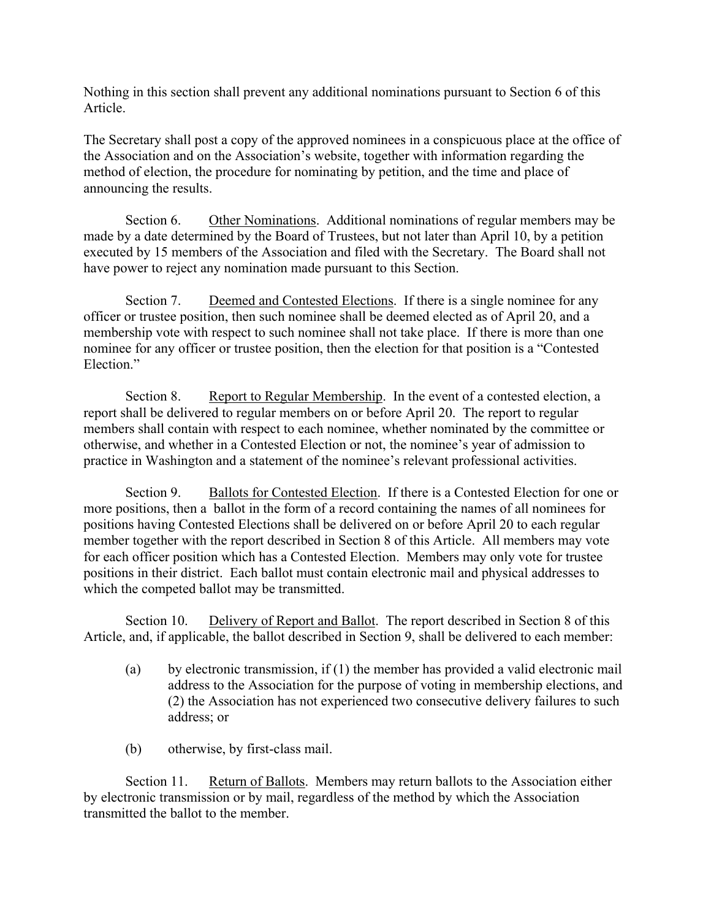Nothing in this section shall prevent any additional nominations pursuant to Section 6 of this Article.

The Secretary shall post a copy of the approved nominees in a conspicuous place at the office of the Association and on the Association's website, together with information regarding the method of election, the procedure for nominating by petition, and the time and place of announcing the results.

Section 6. Other Nominations. Additional nominations of regular members may be made by a date determined by the Board of Trustees, but not later than April 10, by a petition executed by 15 members of the Association and filed with the Secretary. The Board shall not have power to reject any nomination made pursuant to this Section.

Section 7. Deemed and Contested Elections. If there is a single nominee for any officer or trustee position, then such nominee shall be deemed elected as of April 20, and a membership vote with respect to such nominee shall not take place. If there is more than one nominee for any officer or trustee position, then the election for that position is a "Contested Election."

Section 8. Report to Regular Membership. In the event of a contested election, a report shall be delivered to regular members on or before April 20. The report to regular members shall contain with respect to each nominee, whether nominated by the committee or otherwise, and whether in a Contested Election or not, the nominee's year of admission to practice in Washington and a statement of the nominee's relevant professional activities.

Section 9. Ballots for Contested Election. If there is a Contested Election for one or more positions, then a ballot in the form of a record containing the names of all nominees for positions having Contested Elections shall be delivered on or before April 20 to each regular member together with the report described in Section 8 of this Article. All members may vote for each officer position which has a Contested Election. Members may only vote for trustee positions in their district. Each ballot must contain electronic mail and physical addresses to which the competed ballot may be transmitted.

Section 10. Delivery of Report and Ballot. The report described in Section 8 of this Article, and, if applicable, the ballot described in Section 9, shall be delivered to each member:

(a) by electronic transmission, if (1) the member has provided a valid electronic mail address to the Association for the purpose of voting in membership elections, and (2) the Association has not experienced two consecutive delivery failures to such address; or

(b) otherwise, by first-class mail.

Section 11. Return of Ballots. Members may return ballots to the Association either by electronic transmission or by mail, regardless of the method by which the Association transmitted the ballot to the member.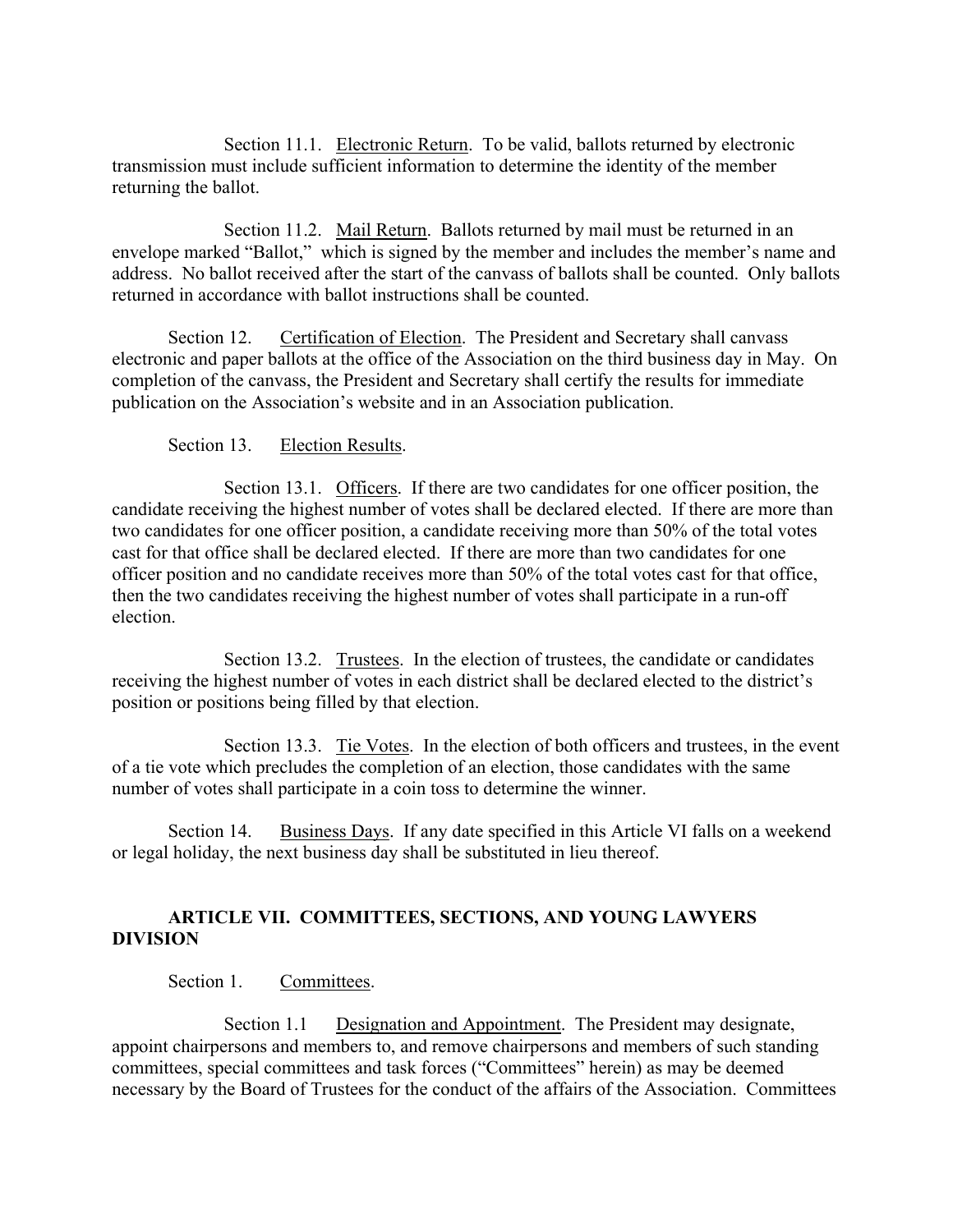Section 11.1. Electronic Return. To be valid, ballots returned by electronic transmission must include sufficient information to determine the identity of the member returning the ballot.

Section 11.2. Mail Return. Ballots returned by mail must be returned in an envelope marked "Ballot," which is signed by the member and includes the member's name and address. No ballot received after the start of the canvass of ballots shall be counted. Only ballots returned in accordance with ballot instructions shall be counted.

Section 12. Certification of Election. The President and Secretary shall canvass electronic and paper ballots at the office of the Association on the third business day in May. On completion of the canvass, the President and Secretary shall certify the results for immediate publication on the Association's website and in an Association publication.

Section 13. Election Results.

Section 13.1. Officers. If there are two candidates for one officer position, the candidate receiving the highest number of votes shall be declared elected. If there are more than two candidates for one officer position, a candidate receiving more than 50% of the total votes cast for that office shall be declared elected. If there are more than two candidates for one officer position and no candidate receives more than 50% of the total votes cast for that office, then the two candidates receiving the highest number of votes shall participate in a run-off election.

Section 13.2. Trustees. In the election of trustees, the candidate or candidates receiving the highest number of votes in each district shall be declared elected to the district's position or positions being filled by that election.

Section 13.3. Tie Votes. In the election of both officers and trustees, in the event of a tie vote which precludes the completion of an election, those candidates with the same number of votes shall participate in a coin toss to determine the winner.

Section 14. Business Days. If any date specified in this Article VI falls on a weekend or legal holiday, the next business day shall be substituted in lieu thereof.

## ARTICLE VII. COMMITTEES, SECTIONS, AND YOUNG LAWYERS DIVISION

Section 1. Committees.

Section 1.1 Designation and Appointment. The President may designate, appoint chairpersons and members to, and remove chairpersons and members of such standing committees, special committees and task forces ("Committees" herein) as may be deemed necessary by the Board of Trustees for the conduct of the affairs of the Association. Committees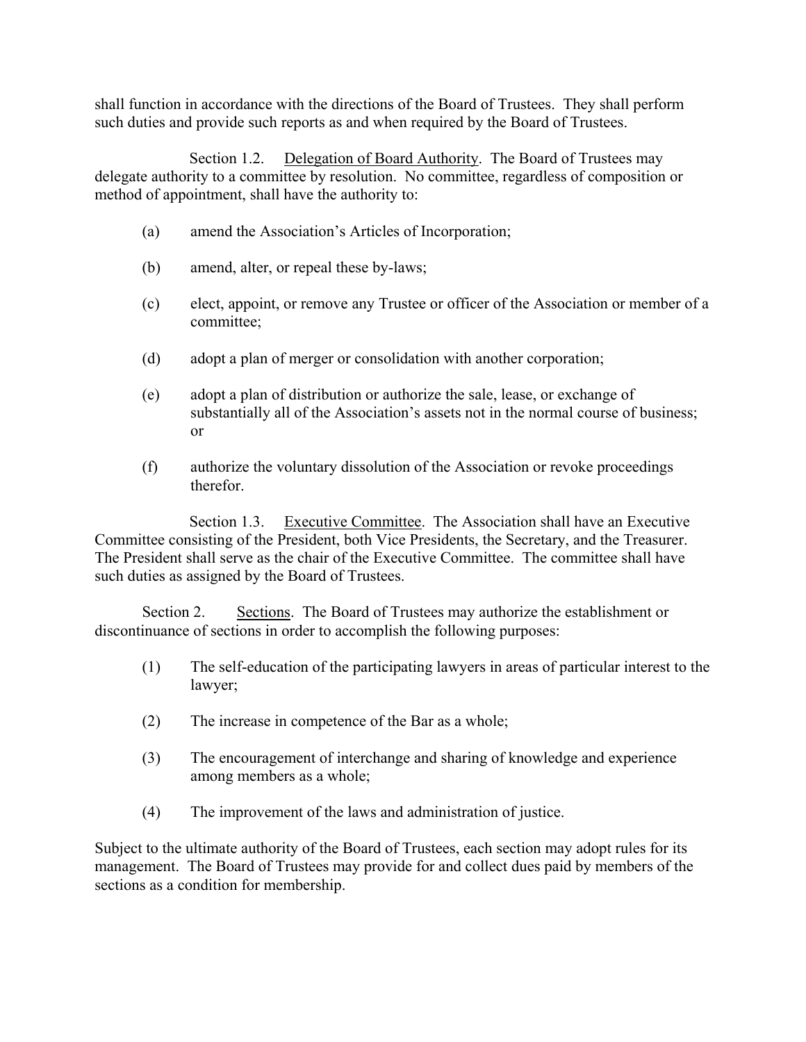shall function in accordance with the directions of the Board of Trustees. They shall perform such duties and provide such reports as and when required by the Board of Trustees.

Section 1.2. Delegation of Board Authority. The Board of Trustees may delegate authority to a committee by resolution. No committee, regardless of composition or method of appointment, shall have the authority to:

(a) amend the Association's Articles of Incorporation;

(b) amend, alter, or repeal these by-laws;

(c) elect, appoint, or remove any Trustee or officer of the Association or member of a committee;

(d) adopt a plan of merger or consolidation with another corporation;

(e) adopt a plan of distribution or authorize the sale, lease, or exchange of substantially all of the Association's assets not in the normal course of business; or

(f) authorize the voluntary dissolution of the Association or revoke proceedings therefor.

Section 1.3. Executive Committee. The Association shall have an Executive Committee consisting of the President, both Vice Presidents, the Secretary, and the Treasurer. The President shall serve as the chair of the Executive Committee. The committee shall have such duties as assigned by the Board of Trustees.

Section 2. Sections. The Board of Trustees may authorize the establishment or discontinuance of sections in order to accomplish the following purposes:

(1) The self-education of the participating lawyers in areas of particular interest to the lawyer;

(2) The increase in competence of the Bar as a whole;

(3) The encouragement of interchange and sharing of knowledge and experience among members as a whole;

(4) The improvement of the laws and administration of justice.

Subject to the ultimate authority of the Board of Trustees, each section may adopt rules for its management. The Board of Trustees may provide for and collect dues paid by members of the sections as a condition for membership.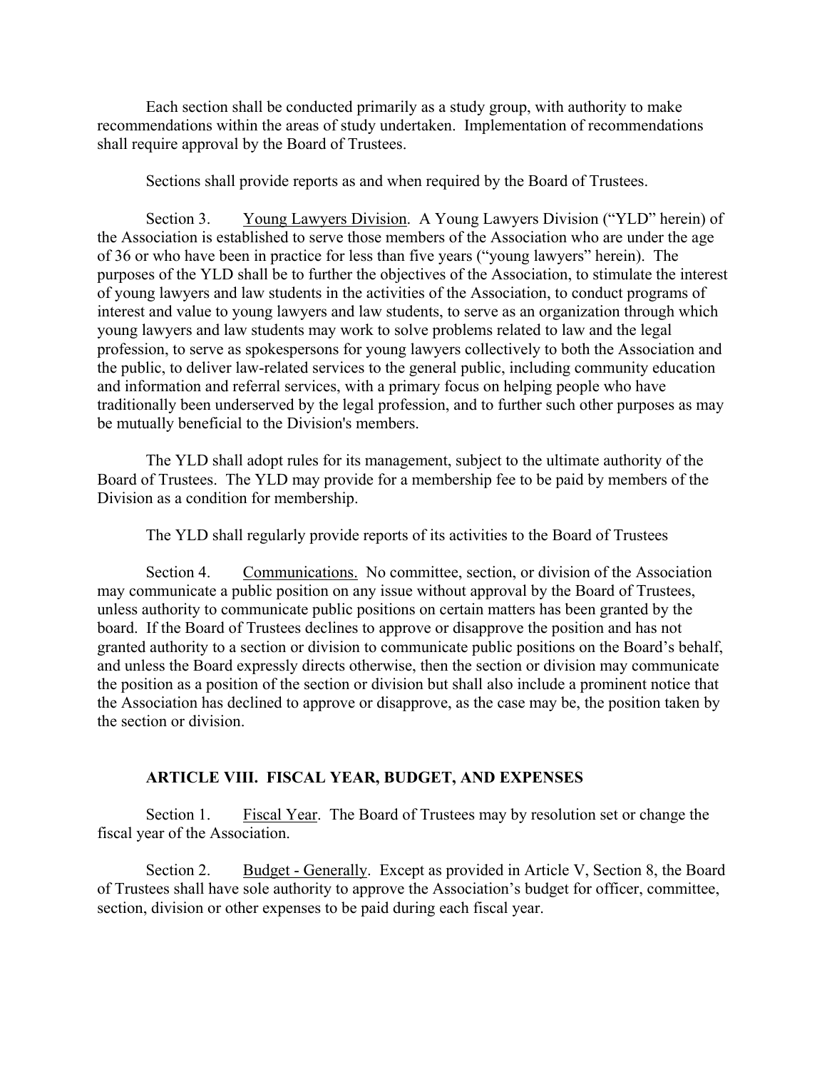Each section shall be conducted primarily as a study group, with authority to make recommendations within the areas of study undertaken. Implementation of recommendations shall require approval by the Board of Trustees.

Sections shall provide reports as and when required by the Board of Trustees.

Section 3. Young Lawyers Division. A Young Lawyers Division ("YLD" herein) of the Association is established to serve those members of the Association who are under the age of 36 or who have been in practice for less than five years ("young lawyers" herein). The purposes of the YLD shall be to further the objectives of the Association, to stimulate the interest of young lawyers and law students in the activities of the Association, to conduct programs of interest and value to young lawyers and law students, to serve as an organization through which young lawyers and law students may work to solve problems related to law and the legal profession, to serve as spokespersons for young lawyers collectively to both the Association and the public, to deliver law-related services to the general public, including community education and information and referral services, with a primary focus on helping people who have traditionally been underserved by the legal profession, and to further such other purposes as may be mutually beneficial to the Division's members.

The YLD shall adopt rules for its management, subject to the ultimate authority of the Board of Trustees. The YLD may provide for a membership fee to be paid by members of the Division as a condition for membership.

The YLD shall regularly provide reports of its activities to the Board of Trustees

Section 4. Communications. No committee, section, or division of the Association may communicate a public position on any issue without approval by the Board of Trustees, unless authority to communicate public positions on certain matters has been granted by the board. If the Board of Trustees declines to approve or disapprove the position and has not granted authority to a section or division to communicate public positions on the Board's behalf, and unless the Board expressly directs otherwise, then the section or division may communicate the position as a position of the section or division but shall also include a prominent notice that the Association has declined to approve or disapprove, as the case may be, the position taken by the section or division.

## ARTICLE VIII. FISCAL YEAR, BUDGET, AND EXPENSES

Section 1. Fiscal Year. The Board of Trustees may by resolution set or change the fiscal year of the Association.

Section 2. Budget - Generally. Except as provided in Article V, Section 8, the Board of Trustees shall have sole authority to approve the Association's budget for officer, committee, section, division or other expenses to be paid during each fiscal year.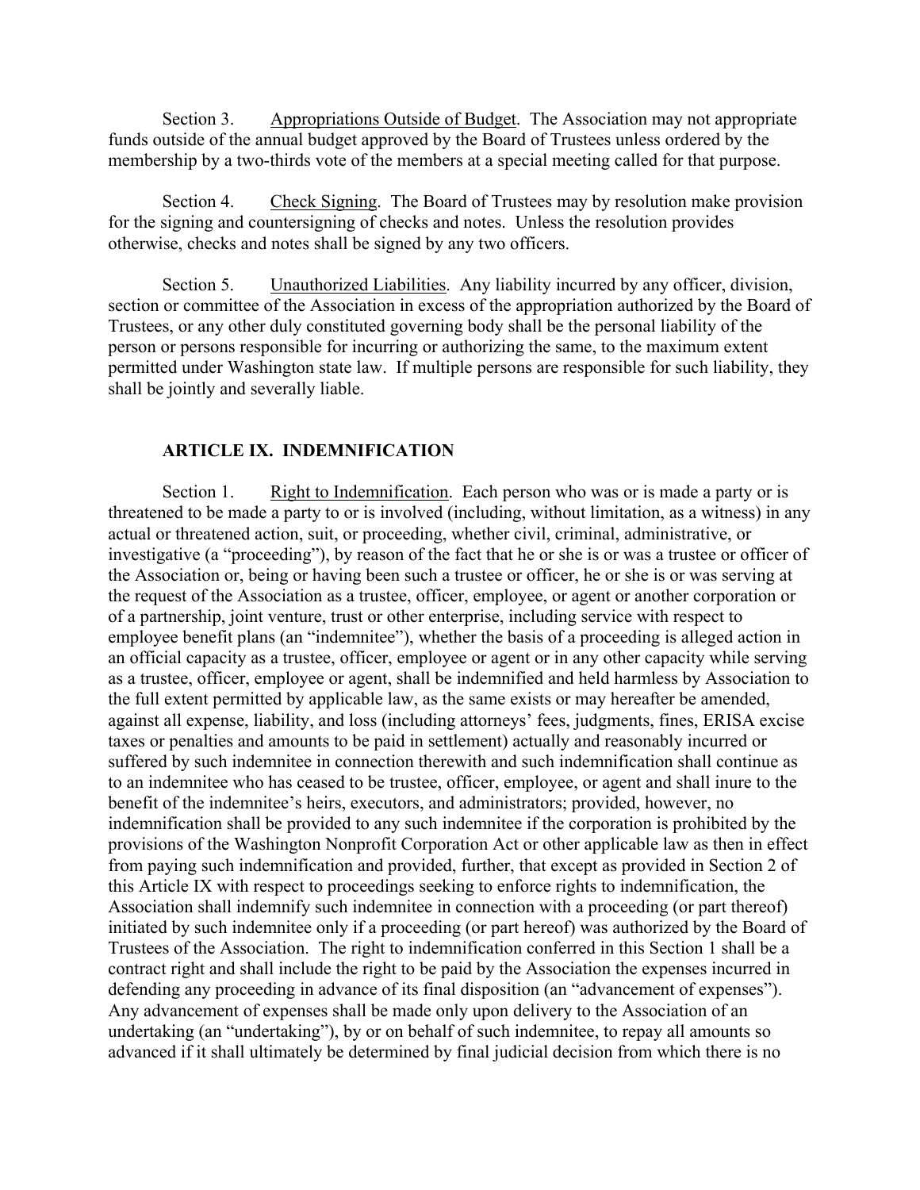Section 3. Appropriations Outside of Budget. The Association may not appropriate funds outside of the annual budget approved by the Board of Trustees unless ordered by the membership by a two-thirds vote of the members at a special meeting called for that purpose.

Section 4. Check Signing. The Board of Trustees may by resolution make provision for the signing and countersigning of checks and notes. Unless the resolution provides otherwise, checks and notes shall be signed by any two officers.

Section 5. Unauthorized Liabilities. Any liability incurred by any officer, division, section or committee of the Association in excess of the appropriation authorized by the Board of Trustees, or any other duly constituted governing body shall be the personal liability of the person or persons responsible for incurring or authorizing the same, to the maximum extent permitted under Washington state law. If multiple persons are responsible for such liability, they shall be jointly and severally liable.

## ARTICLE IX. INDEMNIFICATION

Section 1. Right to Indemnification. Each person who was or is made a party or is threatened to be made a party to or is involved (including, without limitation, as a witness) in any actual or threatened action, suit, or proceeding, whether civil, criminal, administrative, or investigative (a "proceeding"), by reason of the fact that he or she is or was a trustee or officer of the Association or, being or having been such a trustee or officer, he or she is or was serving at the request of the Association as a trustee, officer, employee, or agent or another corporation or of a partnership, joint venture, trust or other enterprise, including service with respect to employee benefit plans (an "indemnitee"), whether the basis of a proceeding is alleged action in an official capacity as a trustee, officer, employee or agent or in any other capacity while serving as a trustee, officer, employee or agent, shall be indemnified and held harmless by Association to the full extent permitted by applicable law, as the same exists or may hereafter be amended, against all expense, liability, and loss (including attorneys' fees, judgments, fines, ERISA excise taxes or penalties and amounts to be paid in settlement) actually and reasonably incurred or suffered by such indemnitee in connection therewith and such indemnification shall continue as to an indemnitee who has ceased to be trustee, officer, employee, or agent and shall inure to the benefit of the indemnitee's heirs, executors, and administrators; provided, however, no indemnification shall be provided to any such indemnitee if the corporation is prohibited by the provisions of the Washington Nonprofit Corporation Act or other applicable law as then in effect from paying such indemnification and provided, further, that except as provided in Section 2 of this Article IX with respect to proceedings seeking to enforce rights to indemnification, the Association shall indemnify such indemnitee in connection with a proceeding (or part thereof) initiated by such indemnitee only if a proceeding (or part hereof) was authorized by the Board of Trustees of the Association. The right to indemnification conferred in this Section 1 shall be a contract right and shall include the right to be paid by the Association the expenses incurred in defending any proceeding in advance of its final disposition (an "advancement of expenses"). Any advancement of expenses shall be made only upon delivery to the Association of an undertaking (an "undertaking"), by or on behalf of such indemnitee, to repay all amounts so advanced if it shall ultimately be determined by final judicial decision from which there is no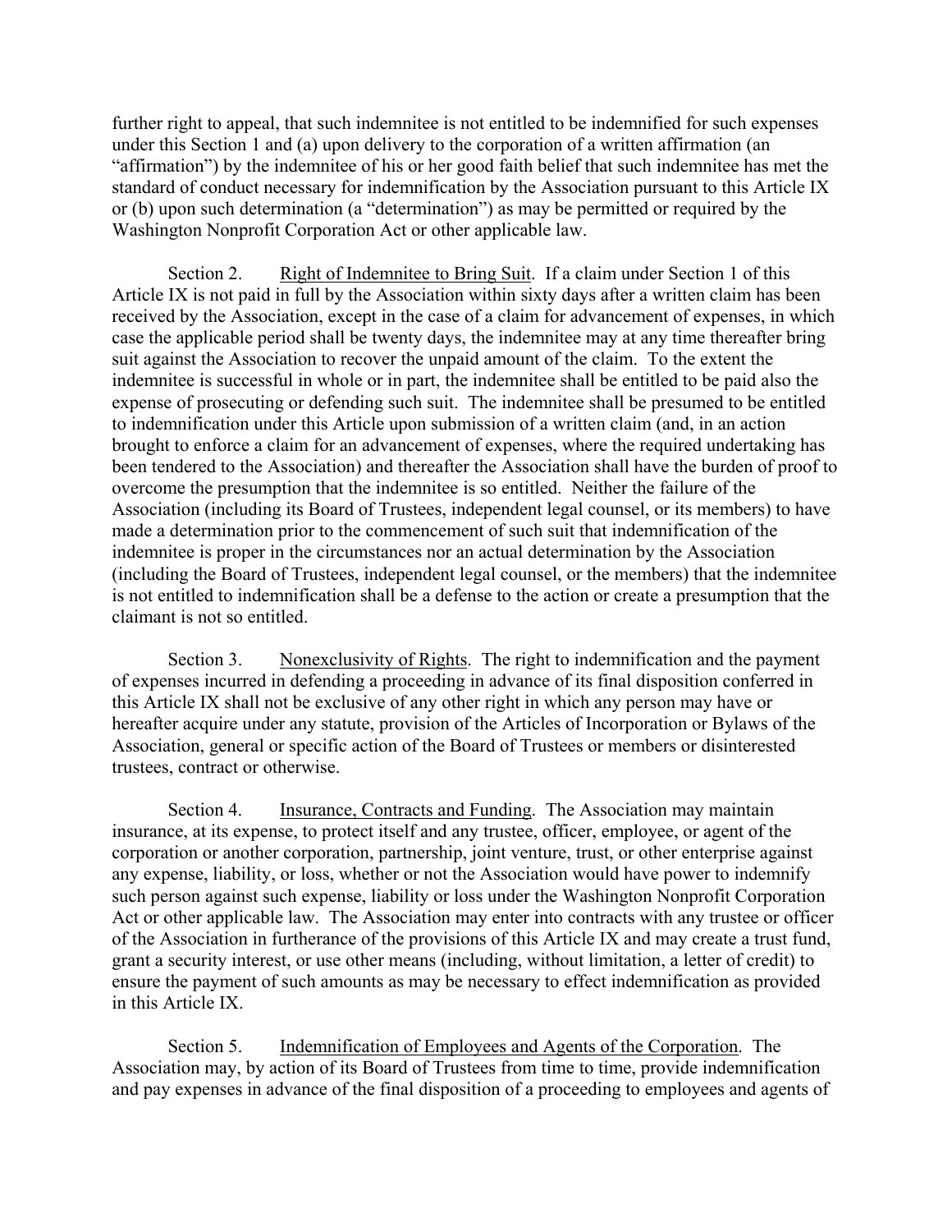further right to appeal, that such indemnitee is not entitled to be indemnified for such expenses under this Section 1 and (a) upon delivery to the corporation of a written affirmation (an "affirmation") by the indemnitee of his or her good faith belief that such indemnitee has met the standard of conduct necessary for indemnification by the Association pursuant to this Article IX or (b) upon such determination (a "determination") as may be permitted or required by the Washington Nonprofit Corporation Act or other applicable law.

Section 2. Right of Indemnitee to Bring Suit. If a claim under Section 1 of this Article IX is not paid in full by the Association within sixty days after a written claim has been received by the Association, except in the case of a claim for advancement of expenses, in which case the applicable period shall be twenty days, the indemnitee may at any time thereafter bring suit against the Association to recover the unpaid amount of the claim. To the extent the indemnitee is successful in whole or in part, the indemnitee shall be entitled to be paid also the expense of prosecuting or defending such suit. The indemnitee shall be presumed to be entitled to indemnification under this Article upon submission of a written claim (and, in an action brought to enforce a claim for an advancement of expenses, where the required undertaking has been tendered to the Association) and thereafter the Association shall have the burden of proof to overcome the presumption that the indemnitee is so entitled. Neither the failure of the Association (including its Board of Trustees, independent legal counsel, or its members) to have made a determination prior to the commencement of such suit that indemnification of the indemnitee is proper in the circumstances nor an actual determination by the Association (including the Board of Trustees, independent legal counsel, or the members) that the indemnitee is not entitled to indemnification shall be a defense to the action or create a presumption that the claimant is not so entitled.

Section 3. Nonexclusivity of Rights. The right to indemnification and the payment of expenses incurred in defending a proceeding in advance of its final disposition conferred in this Article IX shall not be exclusive of any other right in which any person may have or hereafter acquire under any statute, provision of the Articles of Incorporation or Bylaws of the Association, general or specific action of the Board of Trustees or members or disinterested trustees, contract or otherwise.

Section 4. Insurance, Contracts and Funding. The Association may maintain insurance, at its expense, to protect itself and any trustee, officer, employee, or agent of the corporation or another corporation, partnership, joint venture, trust, or other enterprise against any expense, liability, or loss, whether or not the Association would have power to indemnify such person against such expense, liability or loss under the Washington Nonprofit Corporation Act or other applicable law. The Association may enter into contracts with any trustee or officer of the Association in furtherance of the provisions of this Article IX and may create a trust fund, grant a security interest, or use other means (including, without limitation, a letter of credit) to ensure the payment of such amounts as may be necessary to effect indemnification as provided in this Article IX.

Section 5. Indemnification of Employees and Agents of the Corporation. The Association may, by action of its Board of Trustees from time to time, provide indemnification and pay expenses in advance of the final disposition of a proceeding to employees and agents of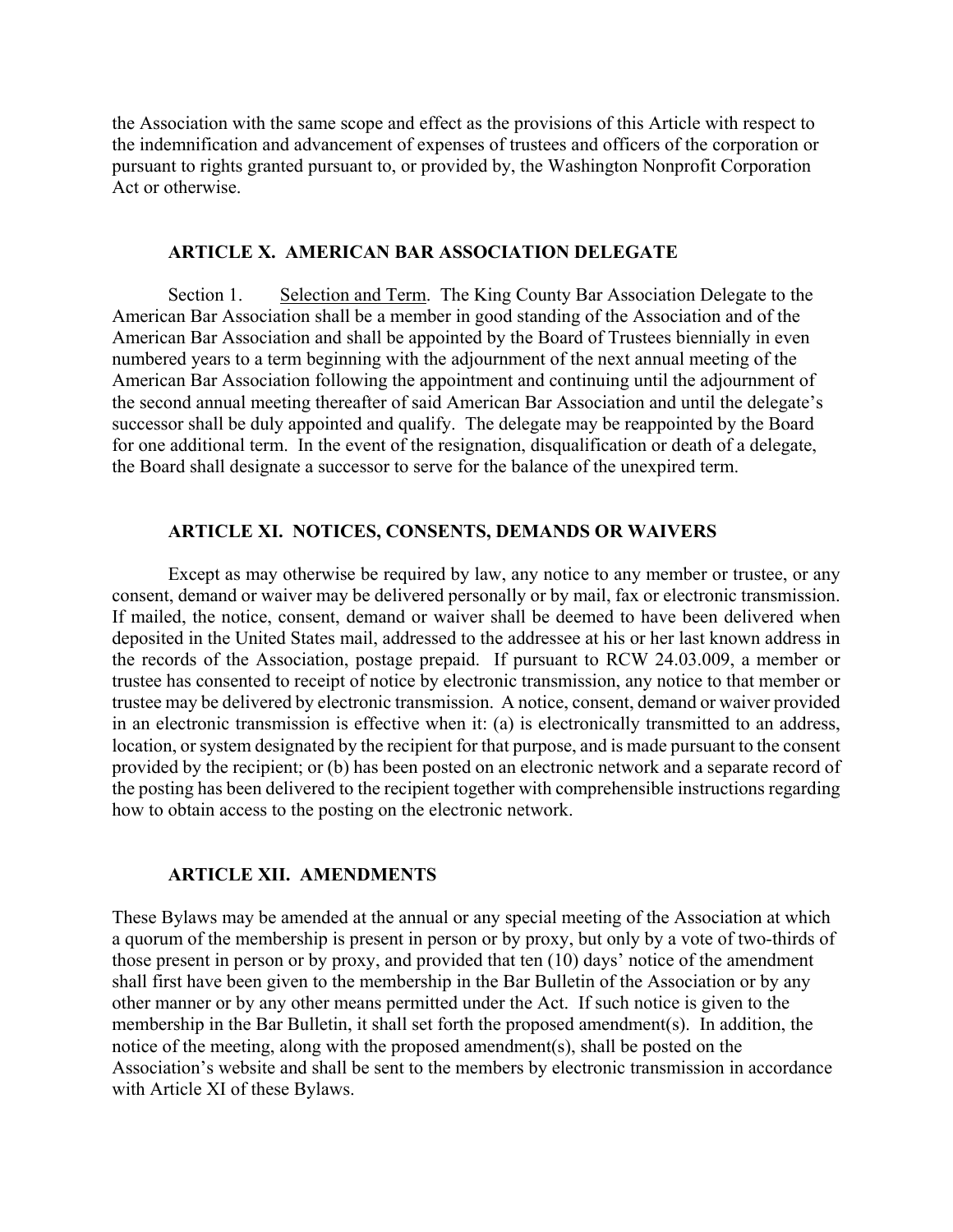the Association with the same scope and effect as the provisions of this Article with respect to the indemnification and advancement of expenses of trustees and officers of the corporation or pursuant to rights granted pursuant to, or provided by, the Washington Nonprofit Corporation Act or otherwise.

## ARTICLE X. AMERICAN BAR ASSOCIATION DELEGATE

Section 1. Selection and Term. The King County Bar Association Delegate to the American Bar Association shall be a member in good standing of the Association and of the American Bar Association and shall be appointed by the Board of Trustees biennially in even numbered years to a term beginning with the adjournment of the next annual meeting of the American Bar Association following the appointment and continuing until the adjournment of the second annual meeting thereafter of said American Bar Association and until the delegate's successor shall be duly appointed and qualify. The delegate may be reappointed by the Board for one additional term. In the event of the resignation, disqualification or death of a delegate, the Board shall designate a successor to serve for the balance of the unexpired term.

## ARTICLE XI. NOTICES, CONSENTS, DEMANDS OR WAIVERS

Except as may otherwise be required by law, any notice to any member or trustee, or any consent, demand or waiver may be delivered personally or by mail, fax or electronic transmission. If mailed, the notice, consent, demand or waiver shall be deemed to have been delivered when deposited in the United States mail, addressed to the addressee at his or her last known address in the records of the Association, postage prepaid. If pursuant to RCW 24.03.009, a member or trustee has consented to receipt of notice by electronic transmission, any notice to that member or trustee may be delivered by electronic transmission. A notice, consent, demand or waiver provided in an electronic transmission is effective when it: (a) is electronically transmitted to an address, location, or system designated by the recipient for that purpose, and is made pursuant to the consent provided by the recipient; or (b) has been posted on an electronic network and a separate record of the posting has been delivered to the recipient together with comprehensible instructions regarding how to obtain access to the posting on the electronic network.

## ARTICLE XII. AMENDMENTS

These Bylaws may be amended at the annual or any special meeting of the Association at which a quorum of the membership is present in person or by proxy, but only by a vote of two-thirds of those present in person or by proxy, and provided that ten (10) days' notice of the amendment shall first have been given to the membership in the Bar Bulletin of the Association or by any other manner or by any other means permitted under the Act. If such notice is given to the membership in the Bar Bulletin, it shall set forth the proposed amendment(s). In addition, the notice of the meeting, along with the proposed amendment(s), shall be posted on the Association's website and shall be sent to the members by electronic transmission in accordance with Article XI of these Bylaws.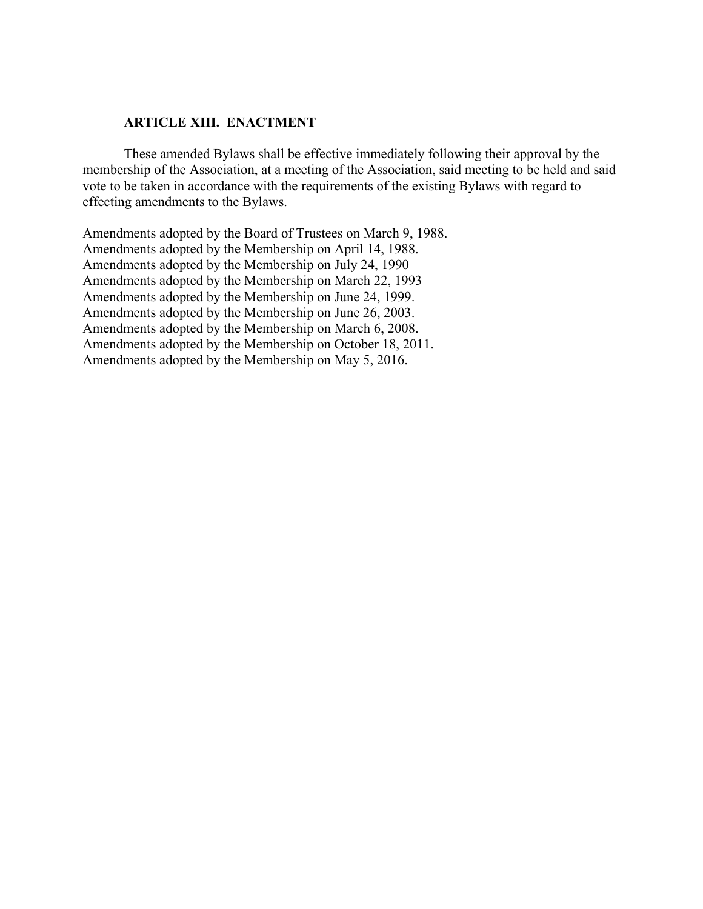## ARTICLE XIII. ENACTMENT

These amended Bylaws shall be effective immediately following their approval by the membership of the Association, at a meeting of the Association, said meeting to be held and said vote to be taken in accordance with the requirements of the existing Bylaws with regard to effecting amendments to the Bylaws.

Amendments adopted by the Board of Trustees on March 9, 1988.
Amendments adopted by the Membership on April 14, 1988.
Amendments adopted by the Membership on July 24, 1990
Amendments adopted by the Membership on March 22, 1993
Amendments adopted by the Membership on June 24, 1999.
Amendments adopted by the Membership on June 26, 2003.
Amendments adopted by the Membership on March 6, 2008.
Amendments adopted by the Membership on October 18, 2011.
Amendments adopted by the Membership on May 5, 2016.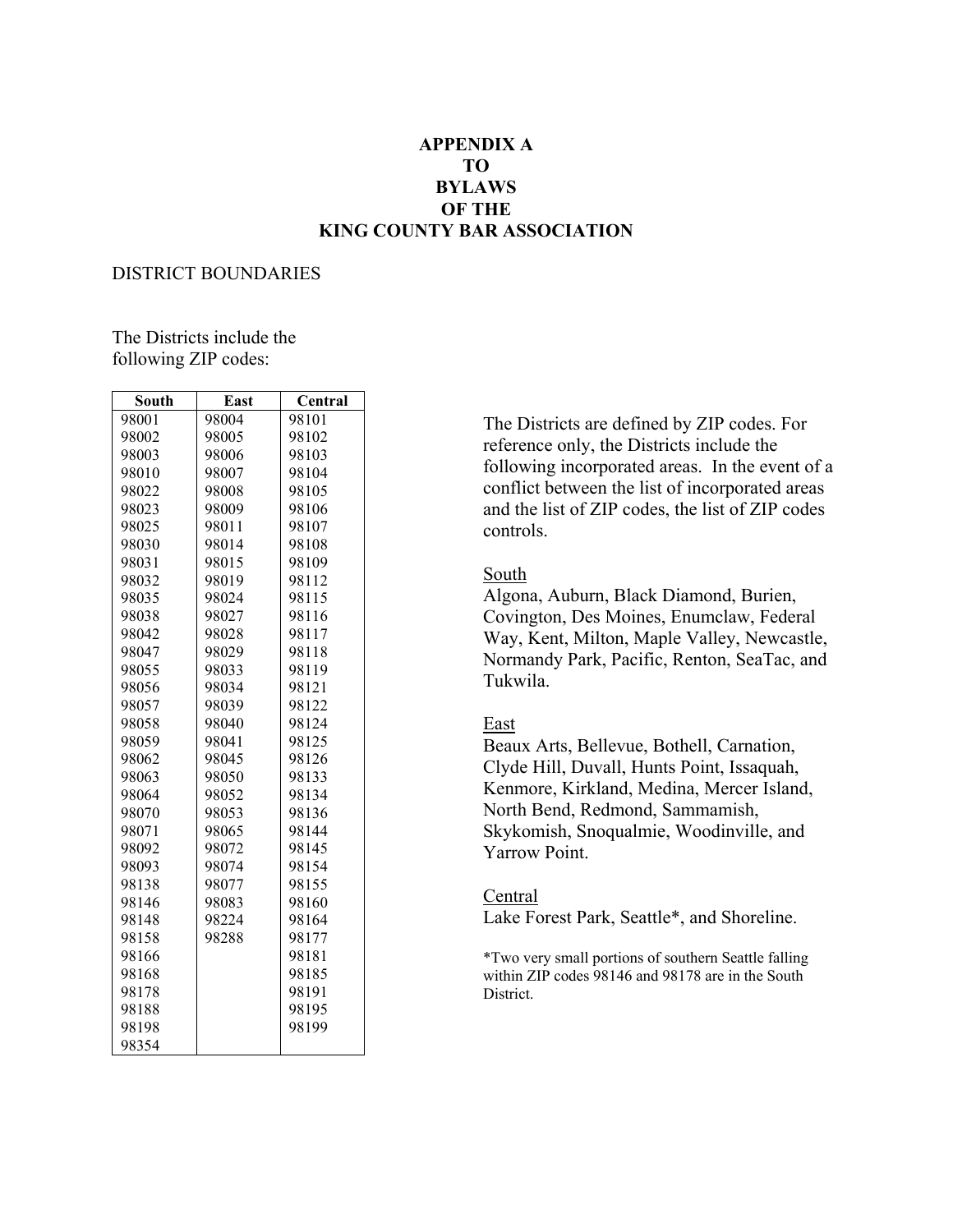**APPENDIX A**
**TO**
**BYLAWS**
**OF THE**
**KING COUNTY BAR ASSOCIATION**

DISTRICT BOUNDARIES

The Districts include the following ZIP codes:

| South | East | Central |
|---|---|---|
| 98001 | 98004 | 98101 |
| 98002 | 98005 | 98102 |
| 98003 | 98006 | 98103 |
| 98010 | 98007 | 98104 |
| 98022 | 98008 | 98105 |
| 98023 | 98009 | 98106 |
| 98025 | 98011 | 98107 |
| 98030 | 98014 | 98108 |
| 98031 | 98015 | 98109 |
| 98032 | 98019 | 98112 |
| 98035 | 98024 | 98115 |
| 98038 | 98027 | 98116 |
| 98042 | 98028 | 98117 |
| 98047 | 98029 | 98118 |
| 98055 | 98033 | 98119 |
| 98056 | 98034 | 98121 |
| 98057 | 98039 | 98122 |
| 98058 | 98040 | 98124 |
| 98059 | 98041 | 98125 |
| 98062 | 98045 | 98126 |
| 98063 | 98050 | 98133 |
| 98064 | 98052 | 98134 |
| 98070 | 98053 | 98136 |
| 98071 | 98065 | 98144 |
| 98092 | 98072 | 98145 |
| 98093 | 98074 | 98154 |
| 98138 | 98077 | 98155 |
| 98146 | 98083 | 98160 |
| 98148 | 98224 | 98164 |
| 98158 | 98288 | 98177 |
| 98166 | | 98181 |
| 98168 | | 98185 |
| 98178 | | 98191 |
| 98188 | | 98195 |
| 98198 | | 98199 |
| 98354 | | |

The Districts are defined by ZIP codes. For reference only, the Districts include the following incorporated areas. In the event of a conflict between the list of incorporated areas and the list of ZIP codes, the list of ZIP codes controls.

South
Algona, Auburn, Black Diamond, Burien, Covington, Des Moines, Enumclaw, Federal Way, Kent, Milton, Maple Valley, Newcastle, Normandy Park, Pacific, Renton, SeaTac, and Tukwila.

East
Beaux Arts, Bellevue, Bothell, Carnation, Clyde Hill, Duvall, Hunts Point, Issaquah, Kenmore, Kirkland, Medina, Mercer Island, North Bend, Redmond, Sammamish, Skykomish, Snoqualmie, Woodinville, and Yarrow Point.

Central
Lake Forest Park, Seattle*, and Shoreline.

*Two very small portions of southern Seattle falling within ZIP codes 98146 and 98178 are in the South District.